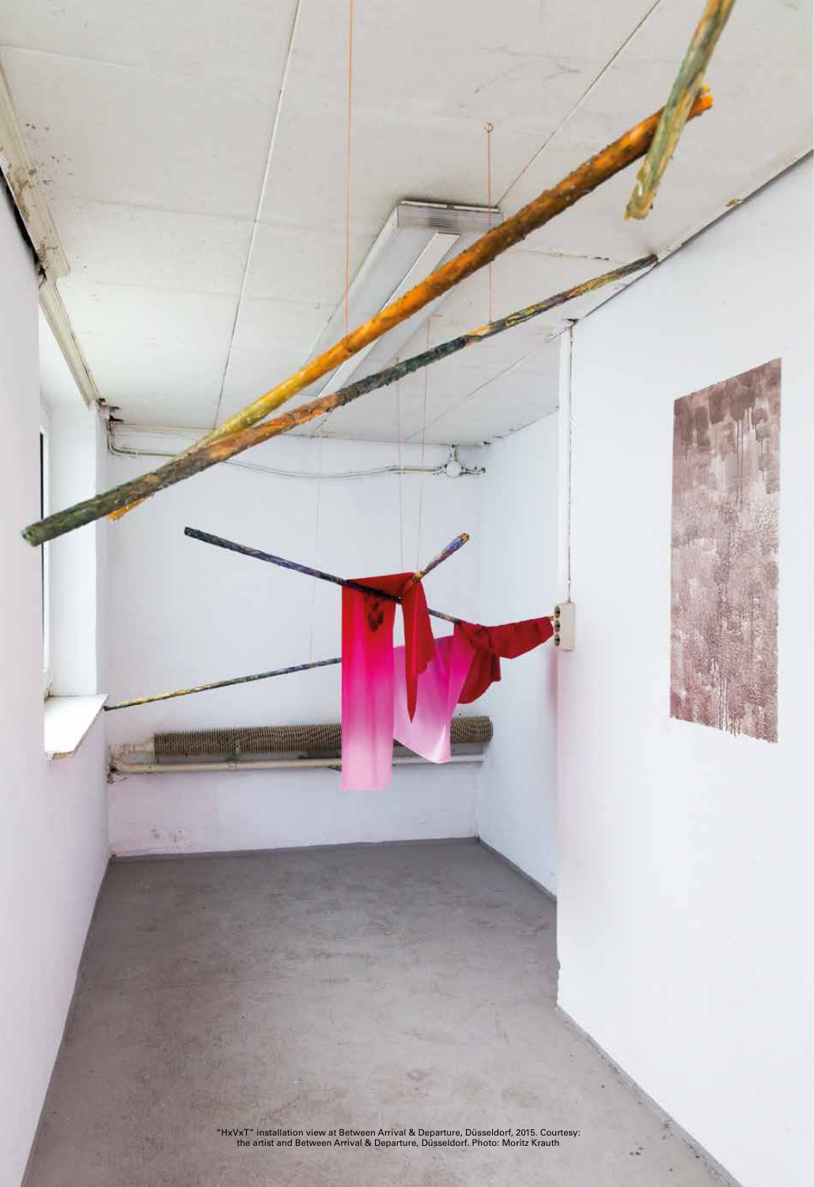"HxVxT" installation view at Between Arrival & Departure, Düsseldorf, 2015. Courtesy: the artist and Between Arrival & Departure, Düsseldorf. Photo: Moritz Krauth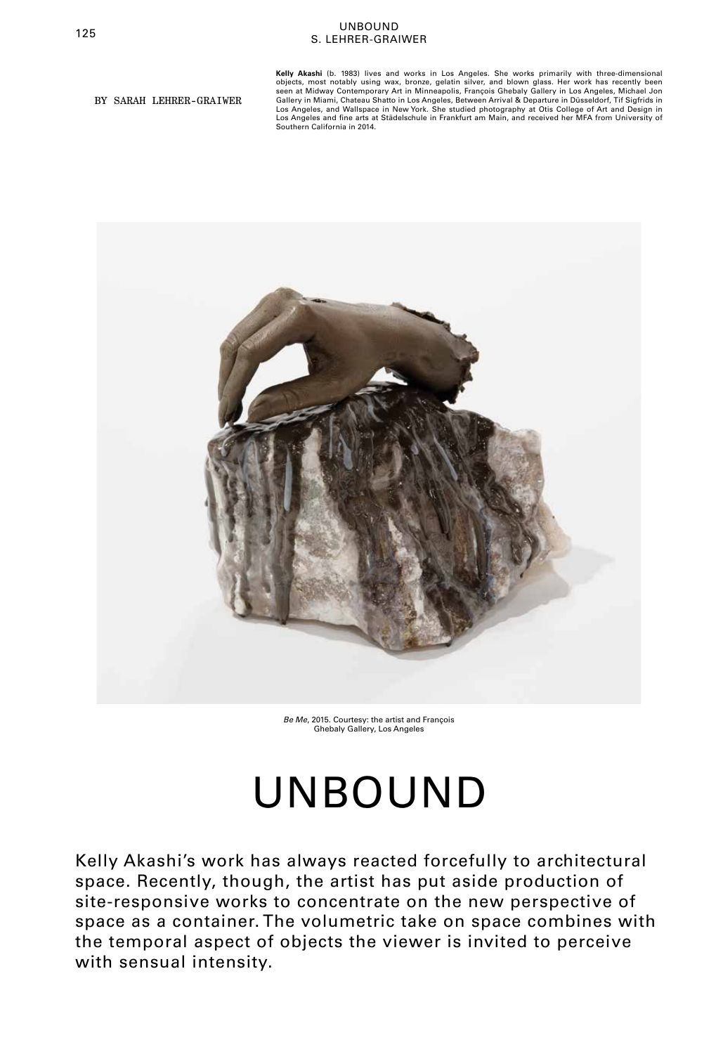BY SARAH LEHRER-GRAIWER

**Kelly Akashi** (b. 1983) lives and works in Los Angeles. She works primarily with three-dimensional objects, most notably using wax, bronze, gelatin silver, and blown glass. Her work has recently been seen at Midway Contemporary Art in Minneapolis, François Ghebaly Gallery in Los Angeles, Michael Jon Gallery in Miami, Chateau Shatto in Los Angeles, Between Arrival & Departure in Düsseldorf, Tif Sigfrids in Los Angeles, and Wallspace in New York. She studied photography at Otis College of Art and Design in Los Angeles and fine arts at Städelschule in Frankfurt am Main, and received her MFA from University of Southern California in 2014.

*Be Me*, 2015. Courtesy: the artist and François Ghebaly Gallery, Los Angeles

# UNBOUND

Kelly Akashi's work has always reacted forcefully to architectural space. Recently, though, the artist has put aside production of site-responsive works to concentrate on the new perspective of space as a container. The volumetric take on space combines with the temporal aspect of objects the viewer is invited to perceive with sensual intensity.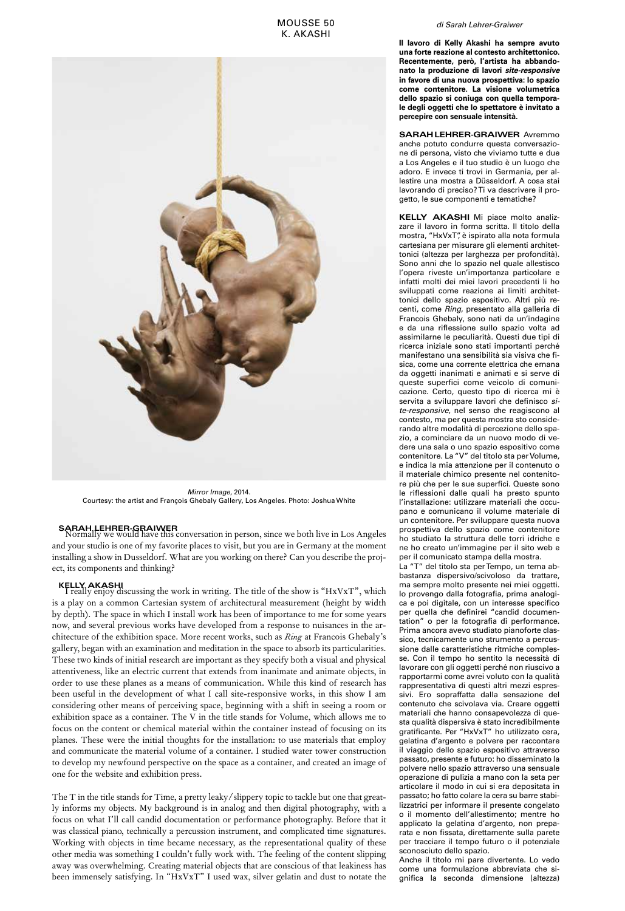*Mirror Image*, 2014.
Courtesy: the artist and François Ghebaly Gallery, Los Angeles. Photo: Joshua White

**SARAH LEHRER-GRAIWER**
Normally we would have this conversation in person, since we both live in Los Angeles and your studio is one of my favorite places to visit, but you are in Germany at the moment installing a show in Dusseldorf. What are you working on there? Can you describe the project, its components and thinking?

**KELLY AKASHI**
I really enjoy discussing the work in writing. The title of the show is "HxVxT", which is a play on a common Cartesian system of architectural measurement (height by width by depth). The space in which I install work has been of importance to me for some years now, and several previous works have developed from a response to nuisances in the architecture of the exhibition space. More recent works, such as *Ring* at Francois Ghebaly's gallery, began with an examination and meditation in the space to absorb its particularities. These two kinds of initial research are important as they specify both a visual and physical attentiveness, like an electric current that extends from inanimate and animate objects, in order to use these planes as a means of communication. While this kind of research has been useful in the development of what I call site-responsive works, in this show I am considering other means of perceiving space, beginning with a shift in seeing a room or exhibition space as a container. The V in the title stands for Volume, which allows me to focus on the content or chemical material within the container instead of focusing on its planes. These were the initial thoughts for the installation: to use materials that employ and communicate the material volume of a container. I studied water tower construction to develop my newfound perspective on the space as a container, and created an image of one for the website and exhibition press.

The T in the title stands for Time, a pretty leaky/slippery topic to tackle but one that greatly informs my objects. My background is in analog and then digital photography, with a focus on what I'll call candid documentation or performance photography. Before that it was classical piano, technically a percussion instrument, and complicated time signatures. Working with objects in time became necessary, as the representational quality of these other media was something I couldn't fully work with. The feeling of the content slipping away was overwhelming. Creating material objects that are conscious of that leakiness has been immensely satisfying. In "HxVxT" I used wax, silver gelatin and dust to notate the

*di Sarah Lehrer-Graiwer*

**Il lavoro di Kelly Akashi ha sempre avuto una forte reazione al contesto architettonico. Recentemente, però, l'artista ha abbandonato la produzione di lavori *site-responsive* in favore di una nuova prospettiva: lo spazio come contenitore. La visione volumetrica dello spazio si coniuga con quella temporale degli oggetti che lo spettatore è invitato a percepire con sensuale intensità.**

**SARAH LEHRER-GRAIWER** Avremmo anche potuto condurre questa conversazione di persona, visto che viviamo tutte e due a Los Angeles e il tuo studio è un luogo che adoro. E invece ti trovi in Germania, per allestire una mostra a Düsseldorf. A cosa stai lavorando di preciso? Ti va descrivere il progetto, le sue componenti e tematiche?

**KELLY AKASHI** Mi piace molto analizzare il lavoro in forma scritta. Il titolo della mostra, "HxVxT", è ispirato alla nota formula cartesiana per misurare gli elementi architettonici (altezza per larghezza per profondità). Sono anni che lo spazio nel quale allestisco l'opera riveste un'importanza particolare e infatti molti dei miei lavori precedenti li ho sviluppati come reazione ai limiti architettonici dello spazio espositivo. Altri più recenti, come *Ring*, presentato alla galleria di Francois Ghebaly, sono nati da un'indagine e da una riflessione sullo spazio volta ad assimilarne le peculiarità. Questi due tipi di ricerca iniziale sono stati importanti perché manifestano una sensibilità sia visiva che fisica, come una corrente elettrica che emana da oggetti inanimati e animati e si serve di queste superfici come veicolo di comunicazione. Certo, questo tipo di ricerca mi è servita a sviluppare lavori che definisco *site-responsive*, nel senso che reagiscono al contesto, ma per questa mostra sto considerando altre modalità di percezione dello spazio, a cominciare da un nuovo modo di vedere una sala o uno spazio espositivo come contenitore. La "V" del titolo sta per Volume, e indica la mia attenzione per il contenuto o il materiale chimico presente nel contenitore più che per le sue superfici. Queste sono le riflessioni dalle quali ha presto spunto l'installazione: utilizzare materiali che occupano e comunicano il volume materiale di un contenitore. Per sviluppare questa nuova prospettiva dello spazio come contenitore ho studiato la struttura delle torri idriche e ne ho creato un'immagine per il sito web e per il comunicato stampa della mostra.

La "T" del titolo sta per Tempo, un tema abbastanza dispersivo/scivoloso da trattare, ma sempre molto presente nei miei oggetti. Io provengo dalla fotografia, prima analogica e poi digitale, con un interesse specifico per quella che definirei "candid documentation" o per la fotografia di performance. Prima ancora avevo studiato pianoforte classico, tecnicamente uno strumento a percussione dalle caratteristiche ritmiche complesse. Con il tempo ho sentito la necessità di lavorare con gli oggetti perché non riuscivo a rapportarmi come avrei voluto con la qualità rappresentativa di questi altri mezzi espressivi. Ero sopraffatta dalla sensazione del contenuto che scivolava via. Creare oggetti materiali che hanno consapevolezza di questa qualità dispersiva è stato incredibilmente gratificante. Per "HxVxT" ho utilizzato cera, gelatina d'argento e polvere per raccontare il viaggio dello spazio espositivo attraverso passato, presente e futuro: ho disseminato la polvere nello spazio attraverso una sensuale operazione di pulizia a mano con la seta per articolare il modo in cui si era depositata in passato; ho fatto colare la cera su barre stabilizzatrici per informare il presente congelato o il momento dell'allestimento; mentre ho applicato la gelatina d'argento, non preparata e non fissata, direttamente sulla parete per tracciare il tempo futuro o il potenziale sconosciuto dello spazio.

Anche il titolo mi pare divertente. Lo vedo come una formulazione abbreviata che significa la seconda dimensione (altezza)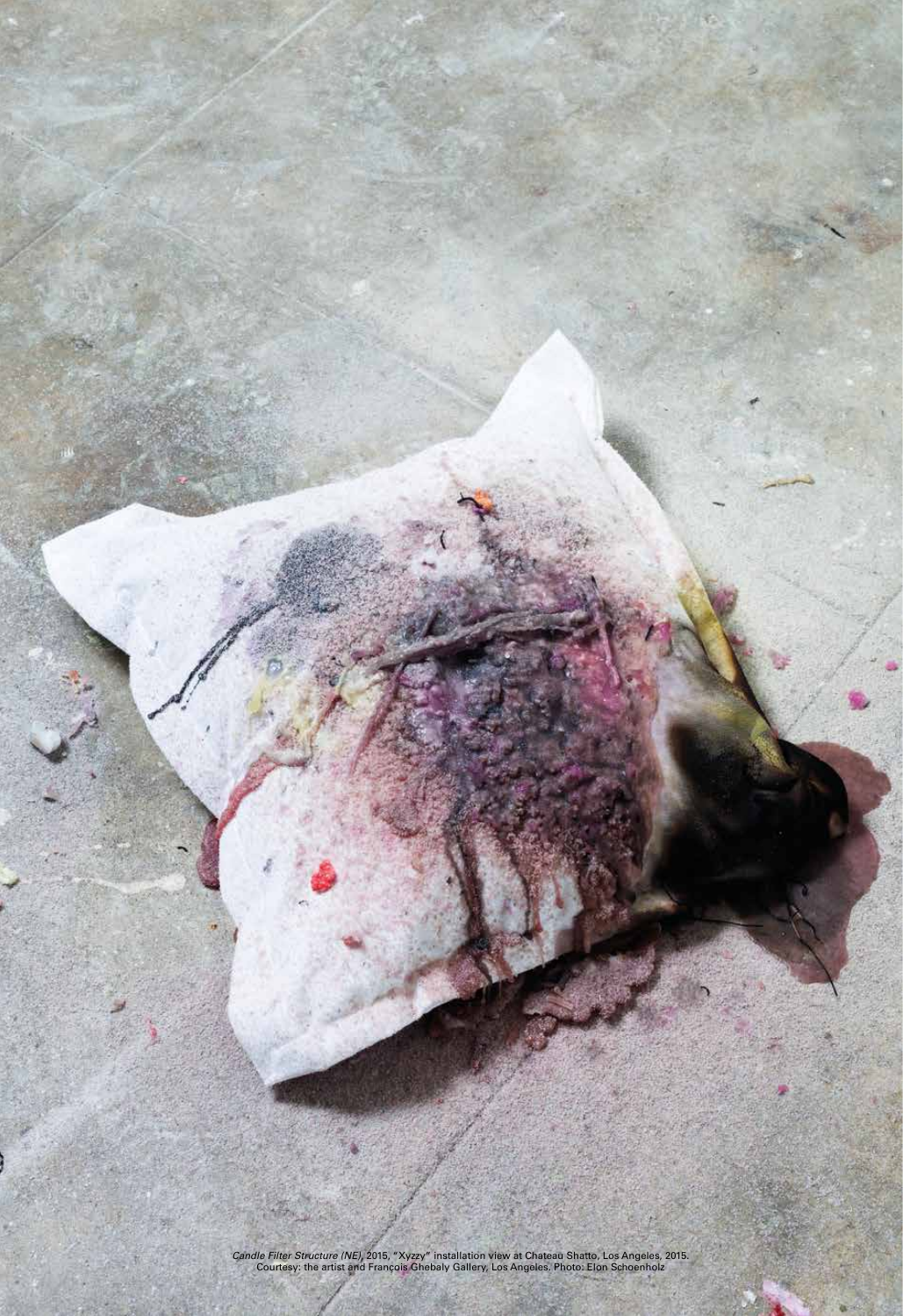*Candle Filter Structure (NE)*, 2015, "Xyzzy" installation view at Chateau Shatto, Los Angeles, 2015.
Courtesy: the artist and François Ghebaly Gallery, Los Angeles. Photo: Elon Schoenholz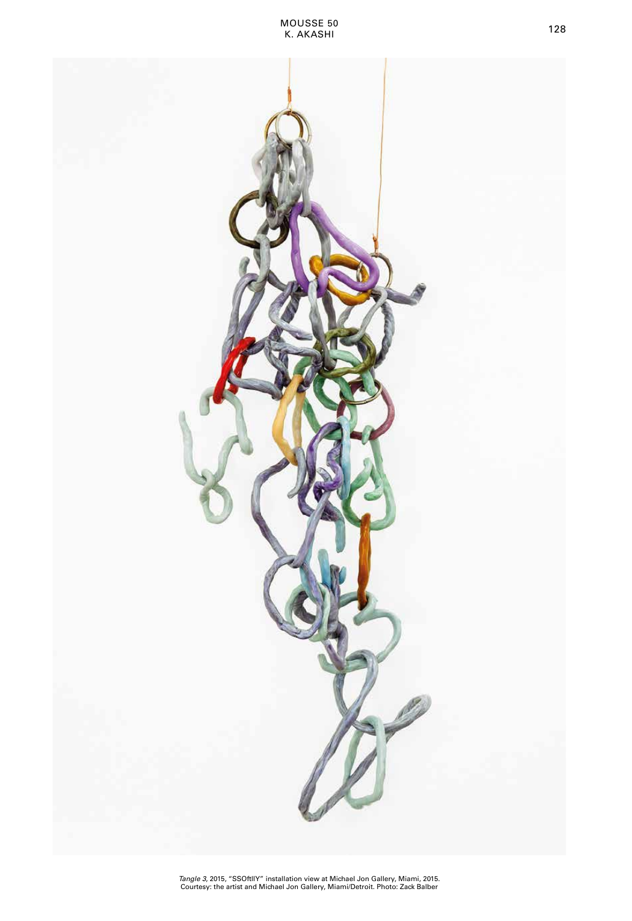*Tangle 3*, 2015, "SSOftlIY" installation view at Michael Jon Gallery, Miami, 2015.
Courtesy: the artist and Michael Jon Gallery, Miami/Detroit. Photo: Zack Balber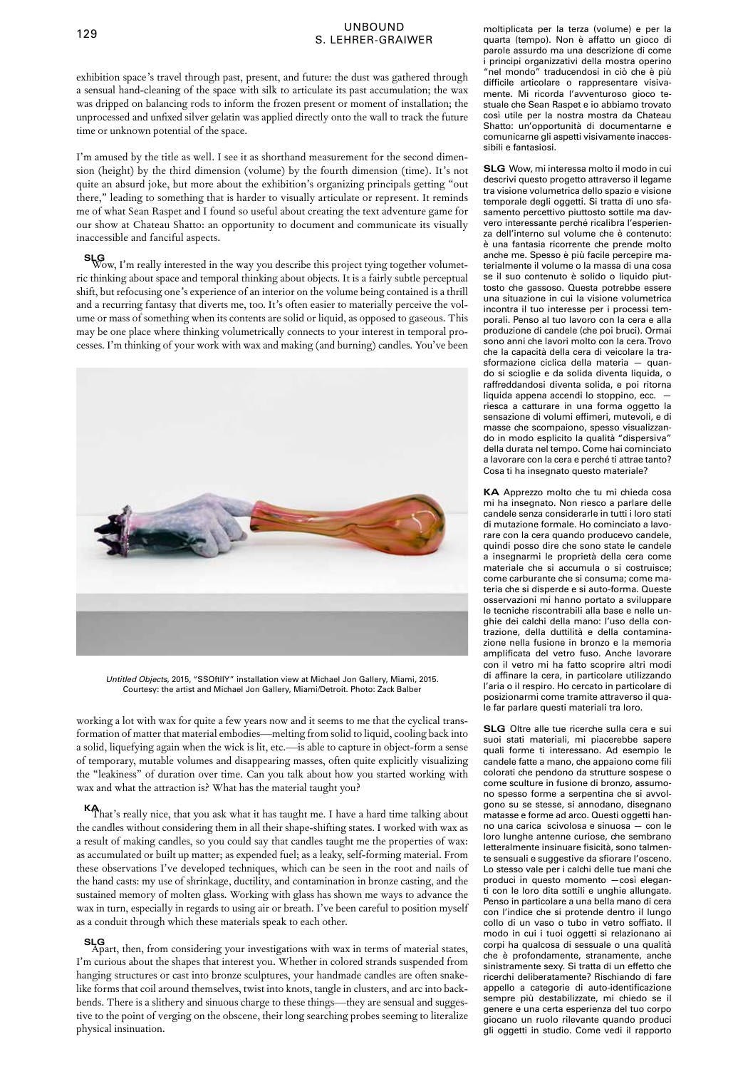exhibition space's travel through past, present, and future: the dust was gathered through a sensual hand-cleaning of the space with silk to articulate its past accumulation; the wax was dripped on balancing rods to inform the frozen present or moment of installation; the unprocessed and unfixed silver gelatin was applied directly onto the wall to track the future time or unknown potential of the space.

I'm amused by the title as well. I see it as shorthand measurement for the second dimension (height) by the third dimension (volume) by the fourth dimension (time). It's not quite an absurd joke, but more about the exhibition's organizing principals getting "out there," leading to something that is harder to visually articulate or represent. It reminds me of what Sean Raspet and I found so useful about creating the text adventure game for our show at Chateau Shatto: an opportunity to document and communicate its visually inaccessible and fanciful aspects.

**SLG** Wow, I'm really interested in the way you describe this project tying together volumetric thinking about space and temporal thinking about objects. It is a fairly subtle perceptual shift, but refocusing one's experience of an interior on the volume being contained is a thrill and a recurring fantasy that diverts me, too. It's often easier to materially perceive the volume or mass of something when its contents are solid or liquid, as opposed to gaseous. This may be one place where thinking volumetrically connects to your interest in temporal processes. I'm thinking of your work with wax and making (and burning) candles. You've been working a lot with wax for quite a few years now and it seems to me that the cyclical transformation of matter that material embodies—melting from solid to liquid, cooling back into a solid, liquefying again when the wick is lit, etc.—is able to capture in object-form a sense of temporary, mutable volumes and disappearing masses, often quite explicitly visualizing the "leakiness" of duration over time. Can you talk about how you started working with wax and what the attraction is? What has the material taught you?

*Untitled Objects*, 2015, "SSOftIIY" installation view at Michael Jon Gallery, Miami, 2015. Courtesy: the artist and Michael Jon Gallery, Miami/Detroit. Photo: Zack Balber

**KA** That's really nice, that you ask what it has taught me. I have a hard time talking about the candles without considering them in all their shape-shifting states. I worked with wax as a result of making candles, so you could say that candles taught me the properties of wax: as accumulated or built up matter; as expended fuel; as a leaky, self-forming material. From these observations I've developed techniques, which can be seen in the root and nails of the hand casts: my use of shrinkage, ductility, and contamination in bronze casting, and the sustained memory of molten glass. Working with glass has shown me ways to advance the wax in turn, especially in regards to using air or breath. I've been careful to position myself as a conduit through which these materials speak to each other.

**SLG** Apart, then, from considering your investigations with wax in terms of material states, I'm curious about the shapes that interest you. Whether in colored strands suspended from hanging structures or cast into bronze sculptures, your handmade candles are often snake-like forms that coil around themselves, twist into knots, tangle in clusters, and arc into backbends. There is a slithery and sinuous charge to these things—they are sensual and suggestive to the point of verging on the obscene, their long searching probes seeming to literalize physical insinuation.

moltiplicata per la terza (volume) e per la quarta (tempo). Non è affatto un gioco di parole assurdo ma una descrizione di come i principi organizzativi della mostra operino "nel mondo" traducendosi in ciò che è più difficile articolare o rappresentare visivamente. Mi ricorda l'avventuroso gioco testuale che Sean Raspet e io abbiamo trovato così utile per la nostra mostra da Chateau Shatto: un'opportunità di documentarne e comunicarne gli aspetti visivamente inaccessibili e fantasiosi.

**SLG** Wow, mi interessa molto il modo in cui descrivi questo progetto attraverso il legame tra visione volumetrica dello spazio e visione temporale degli oggetti. Si tratta di uno sfasamento percettivo piuttosto sottile ma davvero interessante perché ricalibra l'esperienza dell'interno sul volume che è contenuto: è una fantasia ricorrente che prende molto anche me. Spesso è più facile percepire materialmente il volume o la massa di una cosa se il suo contenuto è solido o liquido piuttosto che gassoso. Questa potrebbe essere una situazione in cui la visione volumetrica incontra il tuo interesse per i processi temporali. Penso al tuo lavoro con la cera e alla produzione di candele (che poi bruci). Ormai sono anni che lavori molto con la cera. Trovo che la capacità della cera di veicolare la trasformazione ciclica della materia — quando si scioglie e da solida diventa liquida, o raffreddandosi diventa solida, e poi ritorna liquida appena accendi lo stoppino, ecc. — riesca a catturare in una forma oggetto la sensazione di volumi effimeri, mutevoli, e di masse che scompaiono, spesso visualizzando in modo esplicito la qualità "dispersiva" della durata nel tempo. Come hai cominciato a lavorare con la cera e perché ti attrae tanto? Cosa ti ha insegnato questo materiale?

**KA** Apprezzo molto che tu mi chieda cosa mi ha insegnato. Non riesco a parlare delle candele senza considerarle in tutti i loro stati di mutazione formale. Ho cominciato a lavorare con la cera quando producevo candele, quindi posso dire che sono state le candele a insegnarmi le proprietà della cera come materiale che si accumula o si costruisce; come carburante che si consuma; come materia che si disperde e si auto-forma. Queste osservazioni mi hanno portato a sviluppare le tecniche riscontrabili alla base e nelle unghie dei calchi della mano: l'uso della contrazione, della duttilità e della contaminazione nella fusione in bronzo e la memoria amplificata del vetro fuso. Anche lavorare con il vetro mi ha fatto scoprire altri modi di affinare la cera, in particolare utilizzando l'aria o il respiro. Ho cercato in particolare di posizionarmi come tramite attraverso il quale far parlare questi materiali tra loro.

**SLG** Oltre alle tue ricerche sulla cera e sui suoi stati materiali, mi piacerebbe sapere quali forme ti interessano. Ad esempio le candele fatte a mano, che appaiono come fili colorati che pendono da strutture sospese o come sculture in fusione di bronzo, assumono spesso forme a serpentina che si avvolgono su se stesse, si annodano, disegnano matasse e forme ad arco. Questi oggetti hanno una carica scivolosa e sinuosa — con le loro lunghe antenne curiose, che sembrano letteralmente insinuare fisicità, sono talmente sensuali e suggestive da sfiorare l'osceno. Lo stesso vale per i calchi delle tue mani che produci in questo momento —così eleganti con le loro dita sottili e unghie allungate. Penso in particolare a una bella mano di cera con l'indice che si protende dentro il lungo collo di un vaso o tubo in vetro soffiato. Il modo in cui i tuoi oggetti si relazionano ai corpi ha qualcosa di sessuale o una qualità che è profondamente, stranamente, anche sinistramente sexy. Si tratta di un effetto che ricerchi deliberatamente? Rischiando di fare appello a categorie di auto-identificazione sempre più destabilizzate, mi chiedo se il genere e una certa esperienza del tuo corpo giocano un ruolo rilevante quando produci gli oggetti in studio. Come vedi il rapporto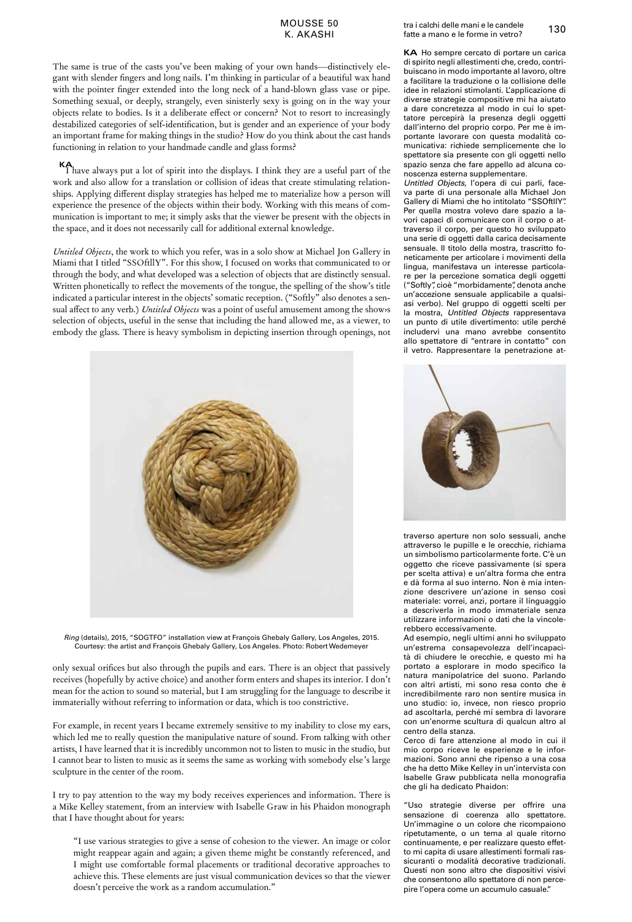The same is true of the casts you've been making of your own hands—distinctively elegant with slender fingers and long nails. I'm thinking in particular of a beautiful wax hand with the pointer finger extended into the long neck of a hand-blown glass vase or pipe. Something sexual, or deeply, strangely, even sinisterly sexy is going on in the way your objects relate to bodies. Is it a deliberate effect or concern? Not to resort to increasingly destabilized categories of self-identification, but is gender and an experience of your body an important frame for making things in the studio? How do you think about the cast hands functioning in relation to your handmade candle and glass forms?

**KA** I have always put a lot of spirit into the displays. I think they are a useful part of the work and also allow for a translation or collision of ideas that create stimulating relationships. Applying different display strategies has helped me to materialize how a person will experience the presence of the objects within their body. Working with this means of communication is important to me; it simply asks that the viewer be present with the objects in the space, and it does not necessarily call for additional external knowledge.

*Untitled Objects*, the work to which you refer, was in a solo show at Michael Jon Gallery in Miami that I titled "SSOftllY". For this show, I focused on works that communicated to or through the body, and what developed was a selection of objects that are distinctly sensual. Written phonetically to reflect the movements of the tongue, the spelling of the show's title indicated a particular interest in the objects' somatic reception. ("Softly" also denotes a sensual affect to any verb.) *Untitled Objects* was a point of useful amusement among the show›s selection of objects, useful in the sense that including the hand allowed me, as a viewer, to embody the glass. There is heavy symbolism in depicting insertion through openings, not only sexual orifices but also through the pupils and ears. There is an object that passively receives (hopefully by active choice) and another form enters and shapes its interior. I don't mean for the action to sound so material, but I am struggling for the language to describe it immaterially without referring to information or data, which is too constrictive.

*Ring* (details), 2015, "SOGTFO" installation view at François Ghebaly Gallery, Los Angeles, 2015. Courtesy: the artist and François Ghebaly Gallery, Los Angeles. Photo: Robert Wedemeyer

For example, in recent years I became extremely sensitive to my inability to close my ears, which led me to really question the manipulative nature of sound. From talking with other artists, I have learned that it is incredibly uncommon not to listen to music in the studio, but I cannot bear to listen to music as it seems the same as working with somebody else's large sculpture in the center of the room.

I try to pay attention to the way my body receives experiences and information. There is a Mike Kelley statement, from an interview with Isabelle Graw in his Phaidon monograph that I have thought about for years:

> "I use various strategies to give a sense of cohesion to the viewer. An image or color might reappear again and again; a given theme might be constantly referenced, and I might use comfortable formal placements or traditional decorative approaches to achieve this. These elements are just visual communication devices so that the viewer doesn't perceive the work as a random accumulation."

tra i calchi delle mani e le candele fatte a mano e le forme in vetro?

**KA** Ho sempre cercato di portare un carica di spirito negli allestimenti che, credo, contribuiscano in modo importante al lavoro, oltre a facilitare la traduzione o la collisione delle idee in relazioni stimolanti. L'applicazione di diverse strategie compositive mi ha aiutato a dare concretezza al modo in cui lo spettatore percepirà la presenza degli oggetti dall'interno del proprio corpo. Per me è importante lavorare con questa modalità comunicativa: richiede semplicemente che lo spettatore sia presente con gli oggetti nello spazio senza che fare appello ad alcuna conoscenza esterna supplementare.

*Untitled Objects*, l'opera di cui parli, faceva parte di una personale alla Michael Jon Gallery di Miami che ho intitolato "SSOftllY". Per quella mostra volevo dare spazio a lavori capaci di comunicare con il corpo o attraverso il corpo, per questo ho sviluppato una serie di oggetti dalla carica decisamente sensuale. Il titolo della mostra, trascritto foneticamente per articolare i movimenti della lingua, manifestava un interesse particolare per la percezione somatica degli oggetti ("Softly", cioè "morbidamente", denota anche un'accezione sensuale applicabile a qualsiasi verbo). Nel gruppo di oggetti scelti per la mostra, *Untitled Objects* rappresentava un punto di utile divertimento: utile perché includervi una mano avrebbe consentito allo spettatore di "entrare in contatto" con il vetro. Rappresentare la penetrazione attraverso aperture non solo sessuali, anche attraverso le pupille e le orecchie, richiama un simbolismo particolarmente forte. C'è un oggetto che riceve passivamente (si spera per scelta attiva) e un'altra forma che entra e dà forma al suo interno. Non è mia intenzione descrivere un'azione in senso così materiale: vorrei, anzi, portare il linguaggio a descriverla in modo immateriale senza utilizzare informazioni o dati che la vincolerebbero eccessivamente.

Ad esempio, negli ultimi anni ho sviluppato un'estrema consapevolezza dell'incapacità di chiudere le orecchie, e questo mi ha portato a esplorare in modo specifico la natura manipolatrice del suono. Parlando con altri artisti, mi sono resa conto che è incredibilmente raro non sentire musica in uno studio: io, invece, non riesco proprio ad ascoltarla, perché mi sembra di lavorare con un'enorme scultura di qualcun altro al centro della stanza.

Cerco di fare attenzione al modo in cui il mio corpo riceve le esperienze e le informazioni. Sono anni che ripenso a una cosa che ha detto Mike Kelley in un'intervista con Isabelle Graw pubblicata nella monografia che gli ha dedicato Phaidon:

> "Uso strategie diverse per offrire una sensazione di coerenza allo spettatore. Un'immagine o un colore che ricompaiono ripetutamente, o un tema al quale ritorno continuamente, e per realizzare questo effetto mi capita di usare allestimenti formali rassicuranti o modalità decorative tradizionali. Questi non sono altro che dispositivi visivi che consentono allo spettatore di non percepire l'opera come un accumulo casuale."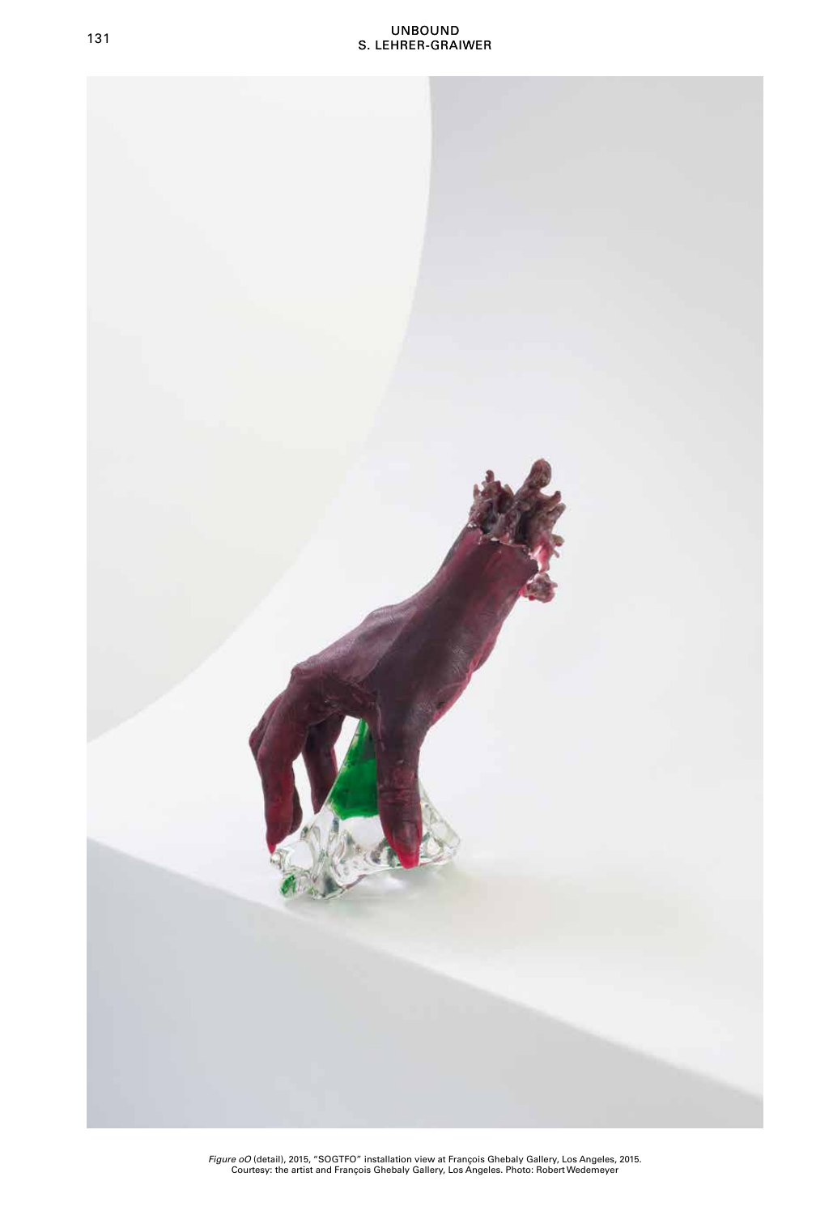*Figure oO* (detail), 2015, "SOGTFO" installation view at François Ghebaly Gallery, Los Angeles, 2015.
Courtesy: the artist and François Ghebaly Gallery, Los Angeles. Photo: Robert Wedemeyer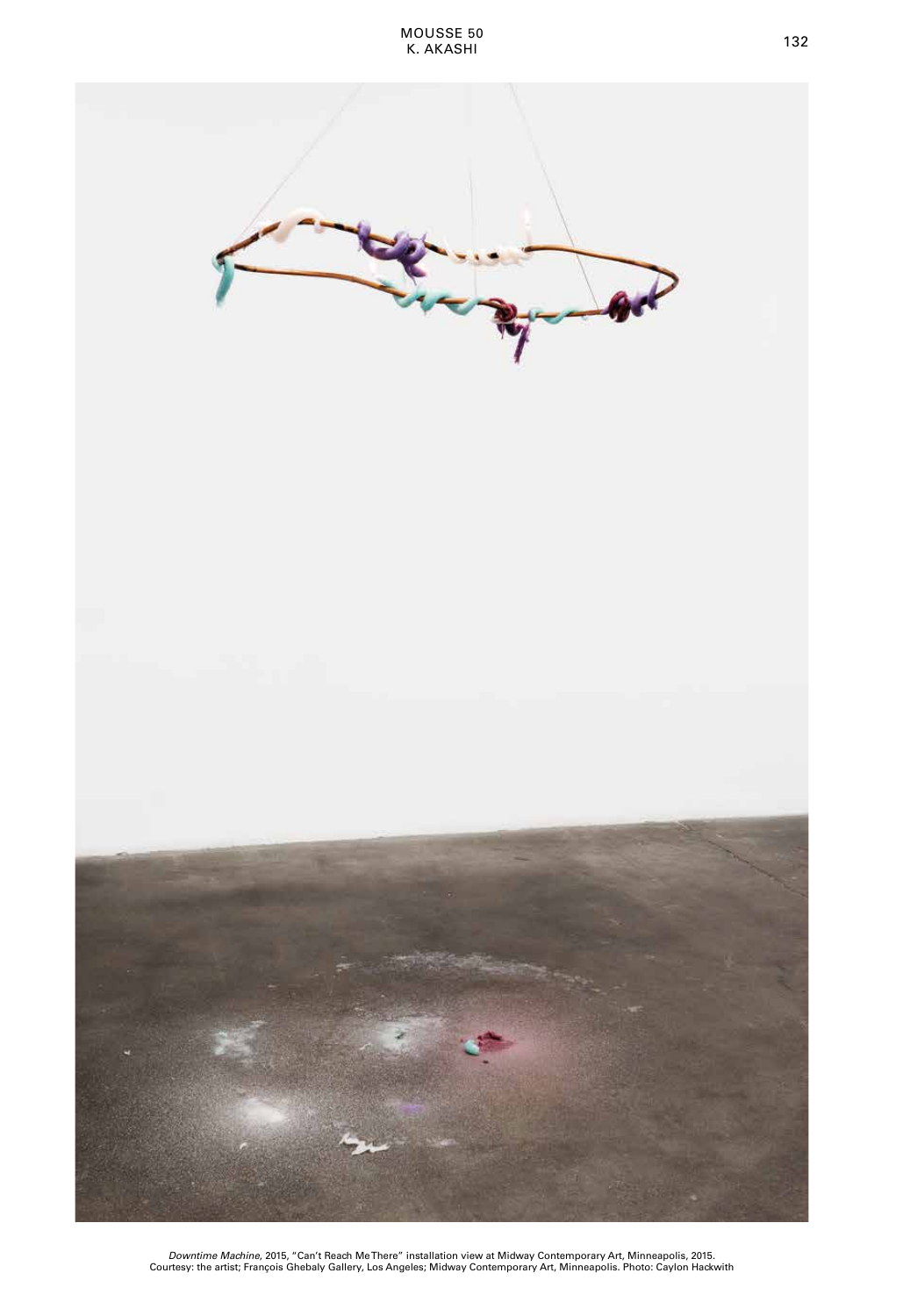*Downtime Machine*, 2015, "Can't Reach Me There" installation view at Midway Contemporary Art, Minneapolis, 2015. Courtesy: the artist; François Ghebaly Gallery, Los Angeles; Midway Contemporary Art, Minneapolis. Photo: Caylon Hackwith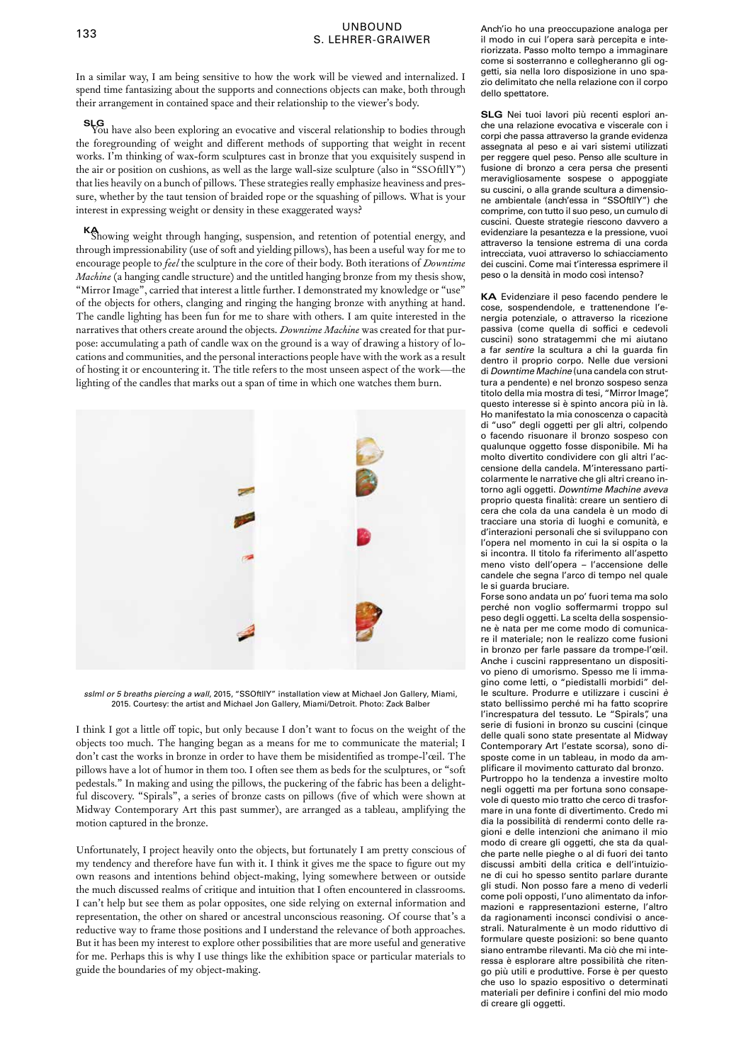In a similar way, I am being sensitive to how the work will be viewed and internalized. I spend time fantasizing about the supports and connections objects can make, both through their arrangement in contained space and their relationship to the viewer's body.

**SLG** You have also been exploring an evocative and visceral relationship to bodies through the foregrounding of weight and different methods of supporting that weight in recent works. I'm thinking of wax-form sculptures cast in bronze that you exquisitely suspend in the air or position on cushions, as well as the large wall-size sculpture (also in "SSOftllY") that lies heavily on a bunch of pillows. These strategies really emphasize heaviness and pressure, whether by the taut tension of braided rope or the squashing of pillows. What is your interest in expressing weight or density in these exaggerated ways?

**KA** Showing weight through hanging, suspension, and retention of potential energy, and through impressionability (use of soft and yielding pillows), has been a useful way for me to encourage people to *feel* the sculpture in the core of their body. Both iterations of *Downtime Machine* (a hanging candle structure) and the untitled hanging bronze from my thesis show, "Mirror Image", carried that interest a little further. I demonstrated my knowledge or "use" of the objects for others, clanging and ringing the hanging bronze with anything at hand. The candle lighting has been fun for me to share with others. I am quite interested in the narratives that others create around the objects. *Downtime Machine* was created for that purpose: accumulating a path of candle wax on the ground is a way of drawing a history of locations and communities, and the personal interactions people have with the work as a result of hosting it or encountering it. The title refers to the most unseen aspect of the work—the lighting of the candles that marks out a span of time in which one watches them burn.

*sslml or 5 breaths piercing a wall*, 2015, "SSOftllY" installation view at Michael Jon Gallery, Miami, 2015. Courtesy: the artist and Michael Jon Gallery, Miami/Detroit. Photo: Zack Balber

I think I got a little off topic, but only because I don't want to focus on the weight of the objects too much. The hanging began as a means for me to communicate the material; I don't cast the works in bronze in order to have them be misidentified as trompe-l'œil. The pillows have a lot of humor in them too. I often see them as beds for the sculptures, or "soft pedestals." In making and using the pillows, the puckering of the fabric has been a delightful discovery. "Spirals", a series of bronze casts on pillows (five of which were shown at Midway Contemporary Art this past summer), are arranged as a tableau, amplifying the motion captured in the bronze.

Unfortunately, I project heavily onto the objects, but fortunately I am pretty conscious of my tendency and therefore have fun with it. I think it gives me the space to figure out my own reasons and intentions behind object-making, lying somewhere between or outside the much discussed realms of critique and intuition that I often encountered in classrooms. I can't help but see them as polar opposites, one side relying on external information and representation, the other on shared or ancestral unconscious reasoning. Of course that's a reductive way to frame those positions and I understand the relevance of both approaches. But it has been my interest to explore other possibilities that are more useful and generative for me. Perhaps this is why I use things like the exhibition space or particular materials to guide the boundaries of my object-making.

Anch'io ho una preoccupazione analoga per il modo in cui l'opera sarà percepita e interiorizzata. Passo molto tempo a immaginare come si sosterranno e collegheranno gli oggetti, sia nella loro disposizione in uno spazio delimitato che nella relazione con il corpo dello spettatore.

**SLG** Nei tuoi lavori più recenti esplori anche una relazione evocativa e viscerale con i corpi che passa attraverso la grande evidenza assegnata al peso e ai vari sistemi utilizzati per reggere quel peso. Penso alle sculture in fusione di bronzo a cera persa che presenti meravigliosamente sospese o appoggiate su cuscini, o alla grande scultura a dimensione ambientale (anch'essa in "SSOftllY") che comprime, con tutto il suo peso, un cumulo di cuscini. Queste strategie riescono davvero a evidenziare la pesantezza e la pressione, vuoi attraverso la tensione estrema di una corda intrecciata, vuoi attraverso lo schiacciamento dei cuscini. Come mai t'interessa esprimere il peso o la densità in modo così intenso?

**KA** Evidenziare il peso facendo pendere le cose, sospendendole, e trattenendone l'energia potenziale, o attraverso la ricezione passiva (come quella di soffici e cedevoli cuscini) sono stratagemmi che mi aiutano a far *sentire* la scultura a chi la guarda fin dentro il proprio corpo. Nelle due versioni di *Downtime Machine* (una candela con struttura a pendente) e nel bronzo sospeso senza titolo della mia mostra di tesi, "Mirror Image", questo interesse si è spinto ancora più in là. Ho manifestato la mia conoscenza o capacità di "uso" degli oggetti per gli altri, colpendo o facendo risuonare il bronzo sospeso con qualunque oggetto fosse disponibile. Mi ha molto divertito condividere con gli altri l'accensione della candela. M'interessano particolarmente le narrative che gli altri creano intorno agli oggetti. *Downtime Machine* aveva proprio questa finalità: creare un sentiero di cera che cola da una candela è un modo di tracciare una storia di luoghi e comunità, e d'interazioni personali che si sviluppano con l'opera nel momento in cui la si ospita o la si incontra. Il titolo fa riferimento all'aspetto meno visto dell'opera – l'accensione delle candele che segna l'arco di tempo nel quale le si guarda bruciare.

Forse sono andata un po' fuori tema ma solo perché non voglio soffermarmi troppo sul peso degli oggetti. La scelta della sospensione è nata per me come modo di comunicare il materiale; non le realizzo come fusioni in bronzo per farle passare da trompe-l'œil. Anche i cuscini rappresentano un dispositivo pieno di umorismo. Spesso me li immagino come letti, o "piedistalli morbidi" delle sculture. Produrre e utilizzare i cuscini è stato bellissimo perché mi ha fatto scoprire l'increspatura del tessuto. Le "Spirals", una serie di fusioni in bronzo su cuscini (cinque delle quali sono state presentate al Midway Contemporary Art l'estate scorsa), sono disposte come in un tableau, in modo da amplificare il movimento catturato dal bronzo.

Purtroppo ho la tendenza a investire molto negli oggetti ma per fortuna sono consapevole di questo mio tratto che cerco di trasformare in una fonte di divertimento. Credo mi dia la possibilità di rendermi conto delle ragioni e delle intenzioni che animano il mio modo di creare gli oggetti, che sta da qualche parte nelle pieghe o al di fuori dei tanto discussi ambiti della critica e dell'intuizione di cui ho spesso sentito parlare durante gli studi. Non posso fare a meno di vederli come poli opposti, l'uno alimentato da informazioni e rappresentazioni esterne, l'altro da ragionamenti inconsci condivisi o ancestrali. Naturalmente è un modo riduttivo di formulare queste posizioni: so bene quanto siano entrambe rilevanti. Ma ciò che mi interessa è esplorare altre possibilità che ritengo più utili e produttive. Forse è per questo che uso lo spazio espositivo o determinati materiali per definire i confini del mio modo di creare gli oggetti.